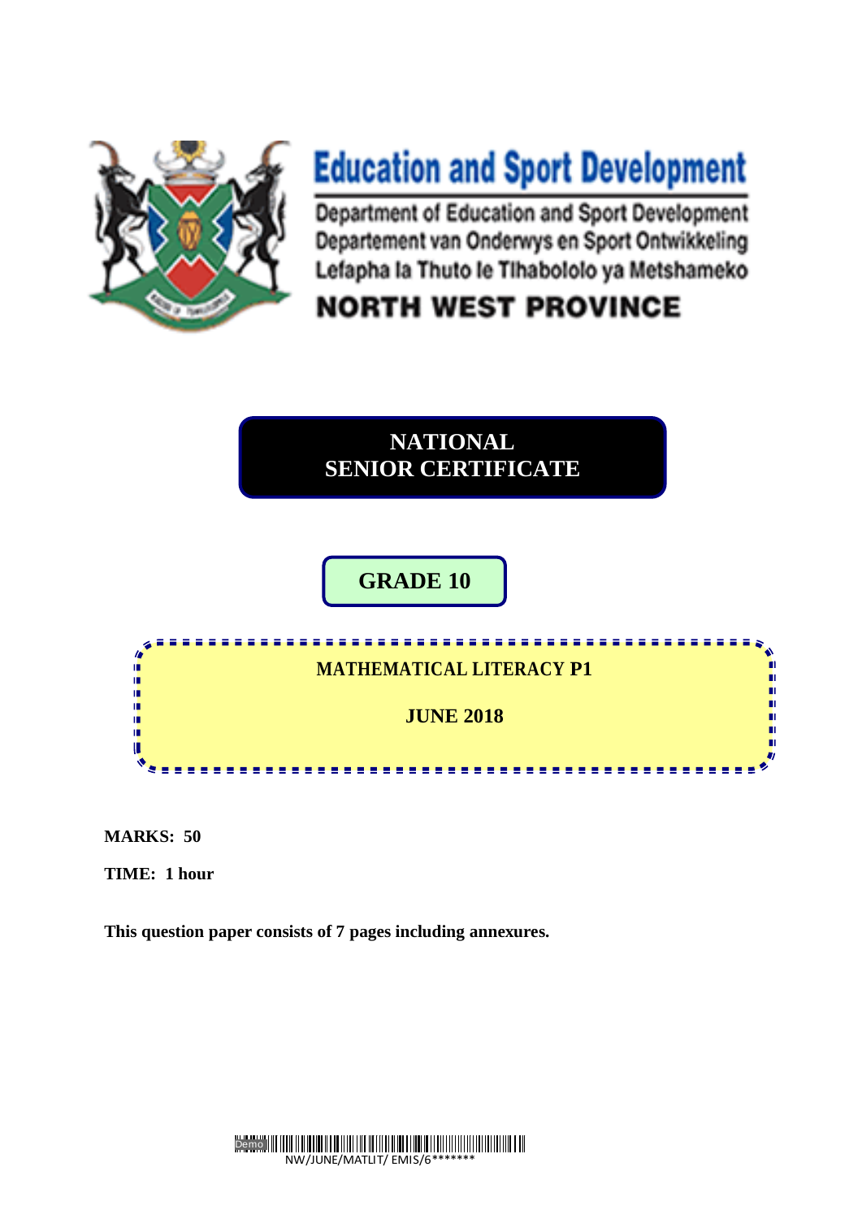# Education and Sport Development

Department of Education and Sport Development
Departement van Onderwys en Sport Ontwikkeling
Lefapha la Thuto le Tlhabololo ya Metshameko

**NORTH WEST PROVINCE**

## NATIONAL SENIOR CERTIFICATE

## GRADE 10

### MATHEMATICAL LITERACY P1

### JUNE 2018

**MARKS: 50**

**TIME: 1 hour**

**This question paper consists of 7 pages including annexures.**

NW/JUNE/MATLIT/ EMIS/6*******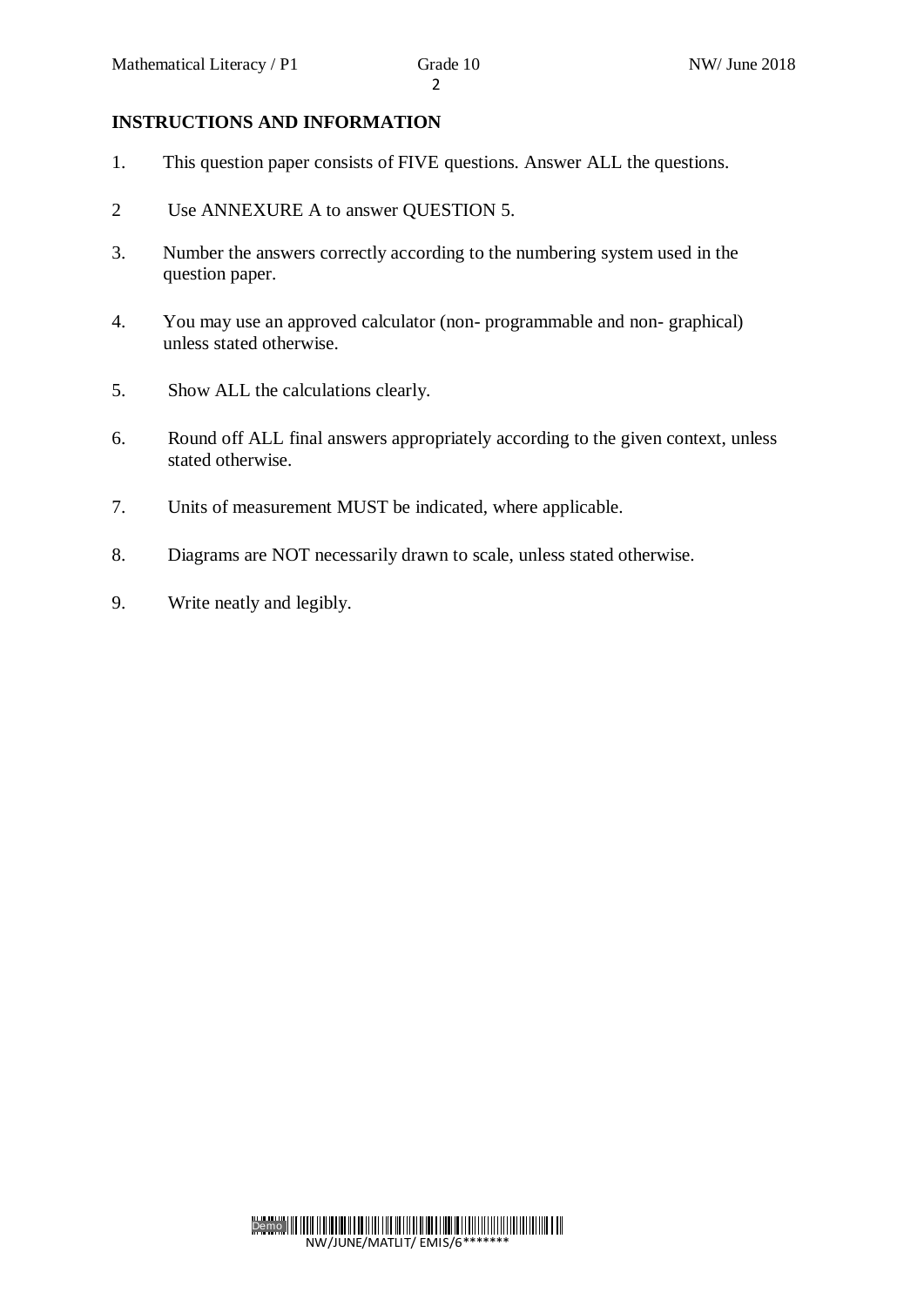**INSTRUCTIONS AND INFORMATION**

1. This question paper consists of FIVE questions. Answer ALL the questions.
2. Use ANNEXURE A to answer QUESTION 5.
3. Number the answers correctly according to the numbering system used in the question paper.
4. You may use an approved calculator (non- programmable and non- graphical) unless stated otherwise.
5. Show ALL the calculations clearly.
6. Round off ALL final answers appropriately according to the given context, unless stated otherwise.
7. Units of measurement MUST be indicated, where applicable.
8. Diagrams are NOT necessarily drawn to scale, unless stated otherwise.
9. Write neatly and legibly.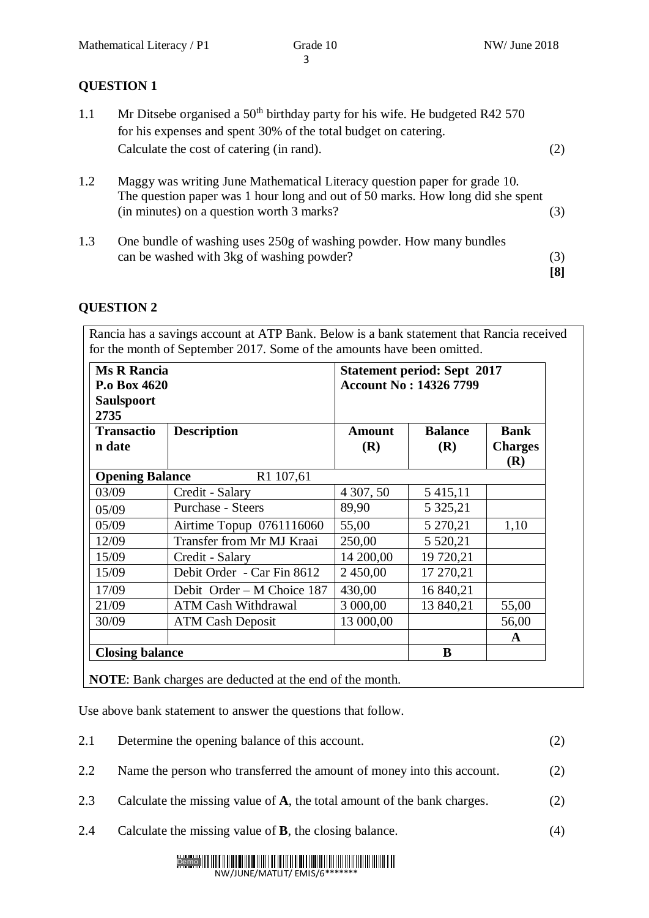## QUESTION 1

1.1 Mr Ditsebe organised a 50th birthday party for his wife. He budgeted R42 570 for his expenses and spent 30% of the total budget on catering. Calculate the cost of catering (in rand). (2)

1.2 Maggy was writing June Mathematical Literacy question paper for grade 10. The question paper was 1 hour long and out of 50 marks. How long did she spent (in minutes) on a question worth 3 marks? (3)

1.3 One bundle of washing uses 250g of washing powder. How many bundles can be washed with 3kg of washing powder? (3)

**[8]**

## QUESTION 2

Rancia has a savings account at ATP Bank. Below is a bank statement that Rancia received for the month of September 2017. Some of the amounts have been omitted.

| **Ms R Rancia**<br>**P.o Box 4620**<br>**Saulspoort**<br>**2735** | | **Statement period: Sept 2017**<br>**Account No : 14326 7799** | | |
|---|---|---|---|---|
| **Transaction date** | **Description** | **Amount (R)** | **Balance (R)** | **Bank Charges (R)** |
| **Opening Balance** | R1 107,61 | | | |
| 03/09 | Credit - Salary | 4 307, 50 | 5 415,11 | |
| 05/09 | Purchase - Steers | 89,90 | 5 325,21 | |
| 05/09 | Airtime Topup 0761116060 | 55,00 | 5 270,21 | 1,10 |
| 12/09 | Transfer from Mr MJ Kraai | 250,00 | 5 520,21 | |
| 15/09 | Credit - Salary | 14 200,00 | 19 720,21 | |
| 15/09 | Debit Order - Car Fin 8612 | 2 450,00 | 17 270,21 | |
| 17/09 | Debit Order – M Choice 187 | 430,00 | 16 840,21 | |
| 21/09 | ATM Cash Withdrawal | 3 000,00 | 13 840,21 | 55,00 |
| 30/09 | ATM Cash Deposit | 13 000,00 | | 56,00 |
| | | | | **A** |
| **Closing balance** | | | **B** | |

**NOTE**: Bank charges are deducted at the end of the month.

Use above bank statement to answer the questions that follow.

2.1 Determine the opening balance of this account. (2)

2.2 Name the person who transferred the amount of money into this account. (2)

2.3 Calculate the missing value of **A**, the total amount of the bank charges. (2)

2.4 Calculate the missing value of **B**, the closing balance. (4)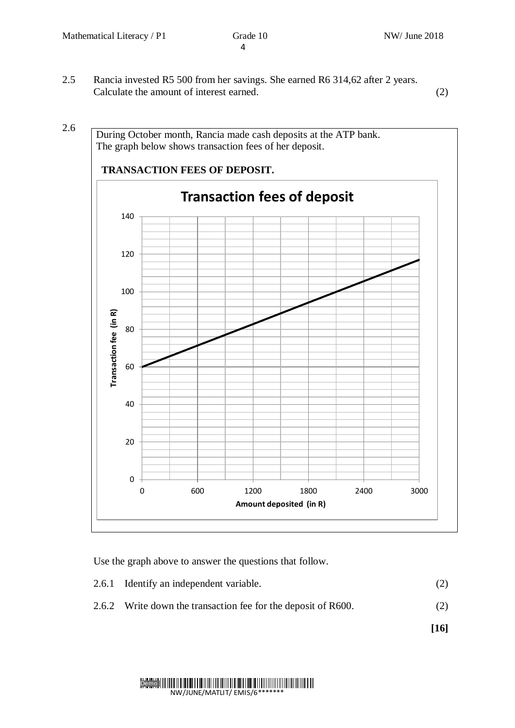2.5 Rancia invested R5 500 from her savings. She earned R6 314,62 after 2 years. Calculate the amount of interest earned. (2)

2.6 During October month, Rancia made cash deposits at the ATP bank. The graph below shows transaction fees of her deposit.

**TRANSACTION FEES OF DEPOSIT.**

**Transaction fees of deposit**

Transaction fee (in R): 0, 20, 40, 60, 80, 100, 120, 140

Amount deposited (in R): 0, 600, 1200, 1800, 2400, 3000

Use the graph above to answer the questions that follow.

2.6.1 Identify an independent variable. (2)

2.6.2 Write down the transaction fee for the deposit of R600. (2)

**[16]**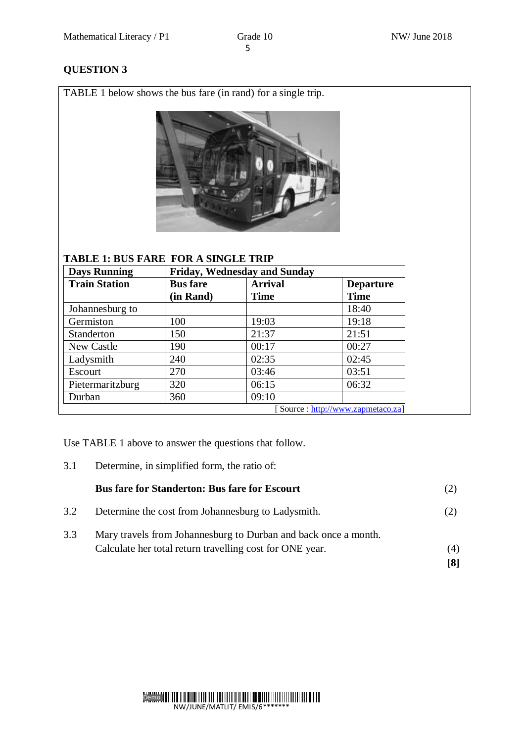## QUESTION 3

TABLE 1 below shows the bus fare (in rand) for a single trip.

**TABLE 1: BUS FARE FOR A SINGLE TRIP**

| **Days Running** | **Friday, Wednesday and Sunday** | | |
|---|---|---|---|
| **Train Station** | **Bus fare (in Rand)** | **Arrival Time** | **Departure Time** |
| Johannesburg to | | | 18:40 |
| Germiston | 100 | 19:03 | 19:18 |
| Standerton | 150 | 21:37 | 21:51 |
| New Castle | 190 | 00:17 | 00:27 |
| Ladysmith | 240 | 02:35 | 02:45 |
| Escourt | 270 | 03:46 | 03:51 |
| Pietermaritzburg | 320 | 06:15 | 06:32 |
| Durban | 360 | 09:10 | |

[ Source : http://www.zapmetaco.za]

Use TABLE 1 above to answer the questions that follow.

3.1 Determine, in simplified form, the ratio of:

**Bus fare for Standerton: Bus fare for Escourt** (2)

3.2 Determine the cost from Johannesburg to Ladysmith. (2)

3.3 Mary travels from Johannesburg to Durban and back once a month. Calculate her total return travelling cost for ONE year. (4)

**[8]**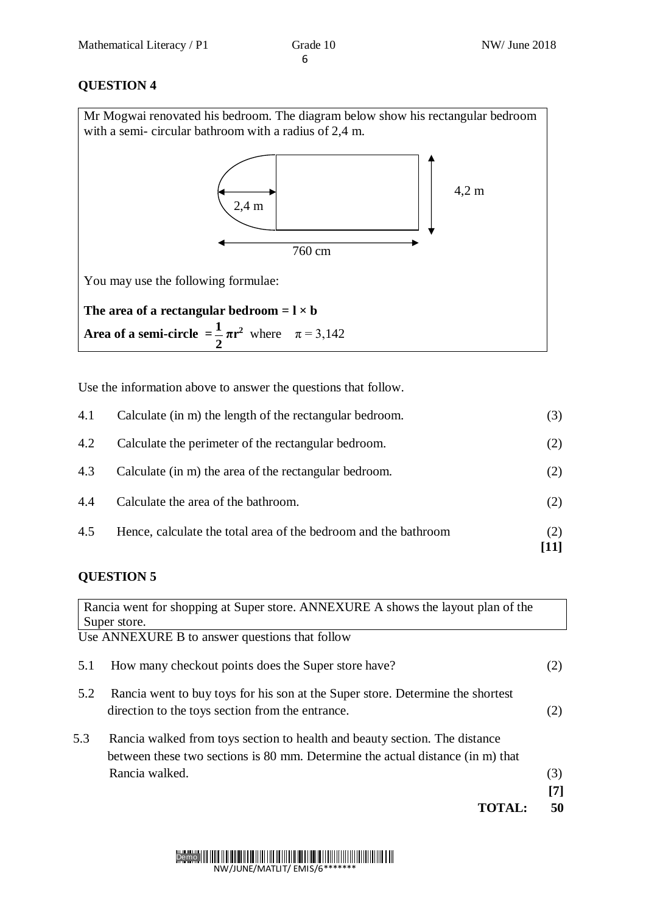## QUESTION 4

Mr Mogwai renovated his bedroom. The diagram below show his rectangular bedroom with a semi- circular bathroom with a radius of 2,4 m.

2,4 m

4,2 m

760 cm

You may use the following formulae:

**The area of a rectangular bedroom = l × b**

**Area of a semi-circle** $= \frac{1}{2}\pi r^2$ where $\pi = 3{,}142$

Use the information above to answer the questions that follow.

| | | |
|---|---|---|
| 4.1 | Calculate (in m) the length of the rectangular bedroom. | (3) |
| 4.2 | Calculate the perimeter of the rectangular bedroom. | (2) |
| 4.3 | Calculate (in m) the area of the rectangular bedroom. | (2) |
| 4.4 | Calculate the area of the bathroom. | (2) |
| 4.5 | Hence, calculate the total area of the bedroom and the bathroom | (2) |
| | | **[11]** |

## QUESTION 5

Rancia went for shopping at Super store. ANNEXURE A shows the layout plan of the Super store.

Use ANNEXURE B to answer questions that follow

| | | |
|---|---|---|
| 5.1 | How many checkout points does the Super store have? | (2) |
| 5.2 | Rancia went to buy toys for his son at the Super store. Determine the shortest direction to the toys section from the entrance. | (2) |
| 5.3 | Rancia walked from toys section to health and beauty section. The distance between these two sections is 80 mm. Determine the actual distance (in m) that Rancia walked. | (3) |
| | | **[7]** |

**TOTAL: 50**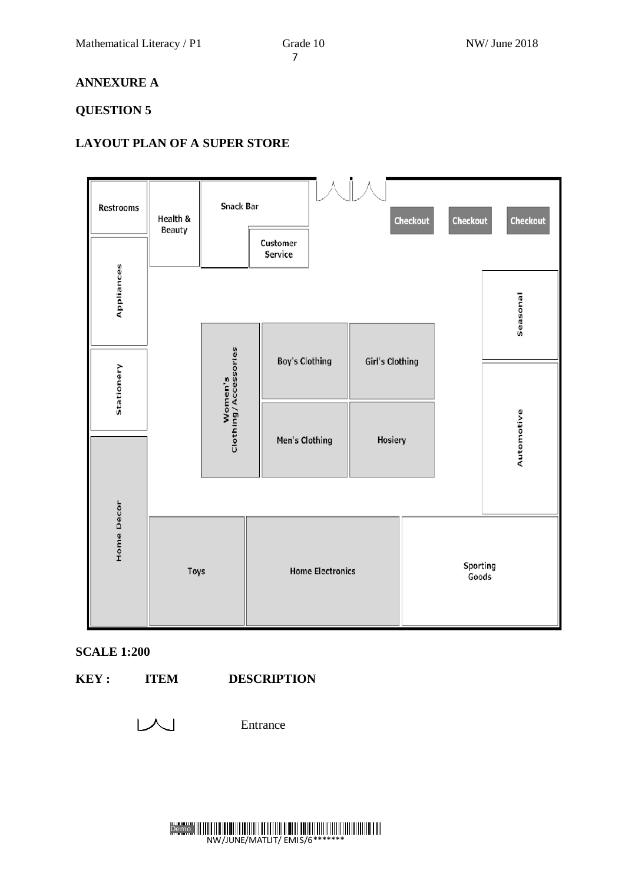# ANNEXURE A

## QUESTION 5

## LAYOUT PLAN OF A SUPER STORE

Restrooms

Health & Beauty

Snack Bar

Customer Service

Checkout

Checkout

Checkout

Appliances

Seasonal

Stationery

Women's Clothing/Accessories

Boy's Clothing

Girl's Clothing

Men's Clothing

Hosiery

Automotive

Home Decor

Toys

Home Electronics

Sporting Goods

**SCALE 1:200**

**KEY :** **ITEM** **DESCRIPTION**

Entrance